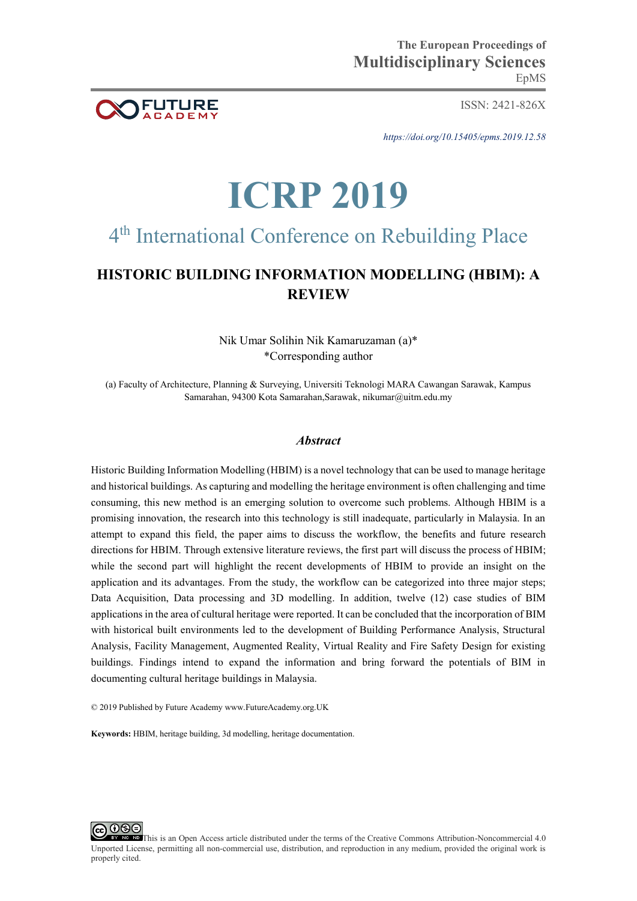The European Proceedings of
**Multidisciplinary Sciences**
EpMS

ISSN: 2421-826X

*https://doi.org/10.15405/epms.2019.12.58*

# ICRP 2019

## 4th International Conference on Rebuilding Place

# HISTORIC BUILDING INFORMATION MODELLING (HBIM): A REVIEW

Nik Umar Solihin Nik Kamaruzaman (a)*
*Corresponding author

(a) Faculty of Architecture, Planning & Surveying, Universiti Teknologi MARA Cawangan Sarawak, Kampus Samarahan, 94300 Kota Samarahan,Sarawak, nikumar@uitm.edu.my

### *Abstract*

Historic Building Information Modelling (HBIM) is a novel technology that can be used to manage heritage and historical buildings. As capturing and modelling the heritage environment is often challenging and time consuming, this new method is an emerging solution to overcome such problems. Although HBIM is a promising innovation, the research into this technology is still inadequate, particularly in Malaysia. In an attempt to expand this field, the paper aims to discuss the workflow, the benefits and future research directions for HBIM. Through extensive literature reviews, the first part will discuss the process of HBIM; while the second part will highlight the recent developments of HBIM to provide an insight on the application and its advantages. From the study, the workflow can be categorized into three major steps; Data Acquisition, Data processing and 3D modelling. In addition, twelve (12) case studies of BIM applications in the area of cultural heritage were reported. It can be concluded that the incorporation of BIM with historical built environments led to the development of Building Performance Analysis, Structural Analysis, Facility Management, Augmented Reality, Virtual Reality and Fire Safety Design for existing buildings. Findings intend to expand the information and bring forward the potentials of BIM in documenting cultural heritage buildings in Malaysia.

© 2019 Published by Future Academy www.FutureAcademy.org.UK

**Keywords:** HBIM, heritage building, 3d modelling, heritage documentation.

This is an Open Access article distributed under the terms of the Creative Commons Attribution-Noncommercial 4.0 Unported License, permitting all non-commercial use, distribution, and reproduction in any medium, provided the original work is properly cited.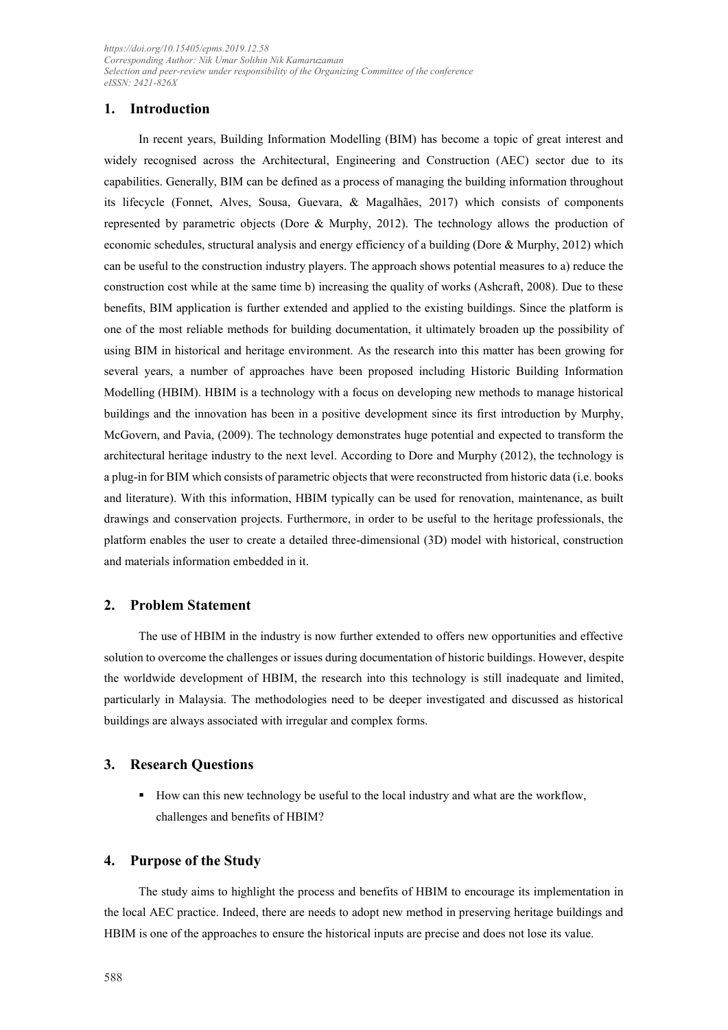## 1. Introduction

In recent years, Building Information Modelling (BIM) has become a topic of great interest and widely recognised across the Architectural, Engineering and Construction (AEC) sector due to its capabilities. Generally, BIM can be defined as a process of managing the building information throughout its lifecycle (Fonnet, Alves, Sousa, Guevara, & Magalhães, 2017) which consists of components represented by parametric objects (Dore & Murphy, 2012). The technology allows the production of economic schedules, structural analysis and energy efficiency of a building (Dore & Murphy, 2012) which can be useful to the construction industry players. The approach shows potential measures to a) reduce the construction cost while at the same time b) increasing the quality of works (Ashcraft, 2008). Due to these benefits, BIM application is further extended and applied to the existing buildings. Since the platform is one of the most reliable methods for building documentation, it ultimately broaden up the possibility of using BIM in historical and heritage environment. As the research into this matter has been growing for several years, a number of approaches have been proposed including Historic Building Information Modelling (HBIM). HBIM is a technology with a focus on developing new methods to manage historical buildings and the innovation has been in a positive development since its first introduction by Murphy, McGovern, and Pavia, (2009). The technology demonstrates huge potential and expected to transform the architectural heritage industry to the next level. According to Dore and Murphy (2012), the technology is a plug-in for BIM which consists of parametric objects that were reconstructed from historic data (i.e. books and literature). With this information, HBIM typically can be used for renovation, maintenance, as built drawings and conservation projects. Furthermore, in order to be useful to the heritage professionals, the platform enables the user to create a detailed three-dimensional (3D) model with historical, construction and materials information embedded in it.

## 2. Problem Statement

The use of HBIM in the industry is now further extended to offers new opportunities and effective solution to overcome the challenges or issues during documentation of historic buildings. However, despite the worldwide development of HBIM, the research into this technology is still inadequate and limited, particularly in Malaysia. The methodologies need to be deeper investigated and discussed as historical buildings are always associated with irregular and complex forms.

## 3. Research Questions

- How can this new technology be useful to the local industry and what are the workflow, challenges and benefits of HBIM?

## 4. Purpose of the Study

The study aims to highlight the process and benefits of HBIM to encourage its implementation in the local AEC practice. Indeed, there are needs to adopt new method in preserving heritage buildings and HBIM is one of the approaches to ensure the historical inputs are precise and does not lose its value.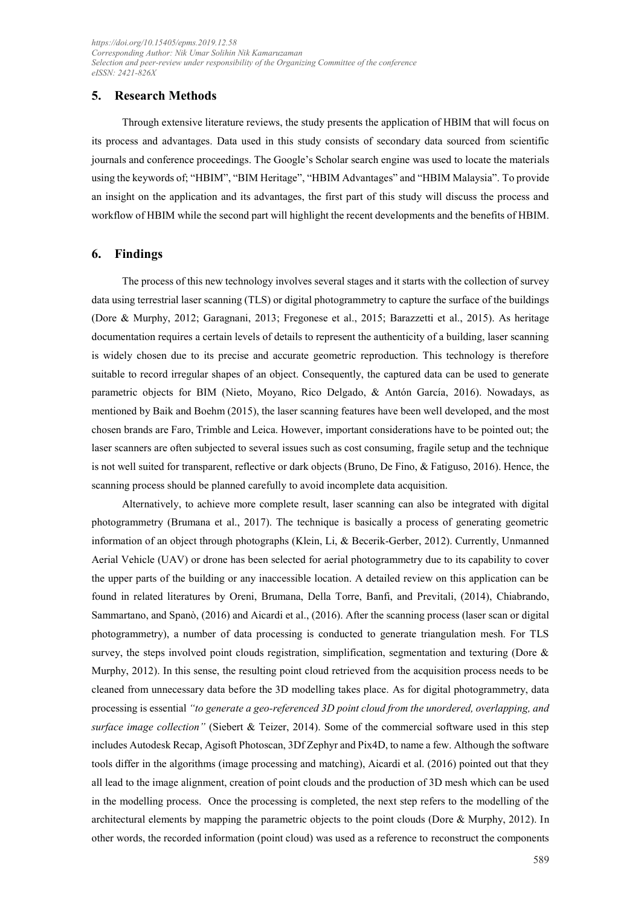## 5. Research Methods

Through extensive literature reviews, the study presents the application of HBIM that will focus on its process and advantages. Data used in this study consists of secondary data sourced from scientific journals and conference proceedings. The Google's Scholar search engine was used to locate the materials using the keywords of; "HBIM", "BIM Heritage", "HBIM Advantages" and "HBIM Malaysia". To provide an insight on the application and its advantages, the first part of this study will discuss the process and workflow of HBIM while the second part will highlight the recent developments and the benefits of HBIM.

## 6. Findings

The process of this new technology involves several stages and it starts with the collection of survey data using terrestrial laser scanning (TLS) or digital photogrammetry to capture the surface of the buildings (Dore & Murphy, 2012; Garagnani, 2013; Fregonese et al., 2015; Barazzetti et al., 2015). As heritage documentation requires a certain levels of details to represent the authenticity of a building, laser scanning is widely chosen due to its precise and accurate geometric reproduction. This technology is therefore suitable to record irregular shapes of an object. Consequently, the captured data can be used to generate parametric objects for BIM (Nieto, Moyano, Rico Delgado, & Antón García, 2016). Nowadays, as mentioned by Baik and Boehm (2015), the laser scanning features have been well developed, and the most chosen brands are Faro, Trimble and Leica. However, important considerations have to be pointed out; the laser scanners are often subjected to several issues such as cost consuming, fragile setup and the technique is not well suited for transparent, reflective or dark objects (Bruno, De Fino, & Fatiguso, 2016). Hence, the scanning process should be planned carefully to avoid incomplete data acquisition.

Alternatively, to achieve more complete result, laser scanning can also be integrated with digital photogrammetry (Brumana et al., 2017). The technique is basically a process of generating geometric information of an object through photographs (Klein, Li, & Becerik-Gerber, 2012). Currently, Unmanned Aerial Vehicle (UAV) or drone has been selected for aerial photogrammetry due to its capability to cover the upper parts of the building or any inaccessible location. A detailed review on this application can be found in related literatures by Oreni, Brumana, Della Torre, Banfi, and Previtali, (2014), Chiabrando, Sammartano, and Spanò, (2016) and Aicardi et al., (2016). After the scanning process (laser scan or digital photogrammetry), a number of data processing is conducted to generate triangulation mesh. For TLS survey, the steps involved point clouds registration, simplification, segmentation and texturing (Dore & Murphy, 2012). In this sense, the resulting point cloud retrieved from the acquisition process needs to be cleaned from unnecessary data before the 3D modelling takes place. As for digital photogrammetry, data processing is essential *"to generate a geo-referenced 3D point cloud from the unordered, overlapping, and surface image collection"* (Siebert & Teizer, 2014). Some of the commercial software used in this step includes Autodesk Recap, Agisoft Photoscan, 3Df Zephyr and Pix4D, to name a few. Although the software tools differ in the algorithms (image processing and matching), Aicardi et al. (2016) pointed out that they all lead to the image alignment, creation of point clouds and the production of 3D mesh which can be used in the modelling process. Once the processing is completed, the next step refers to the modelling of the architectural elements by mapping the parametric objects to the point clouds (Dore & Murphy, 2012). In other words, the recorded information (point cloud) was used as a reference to reconstruct the components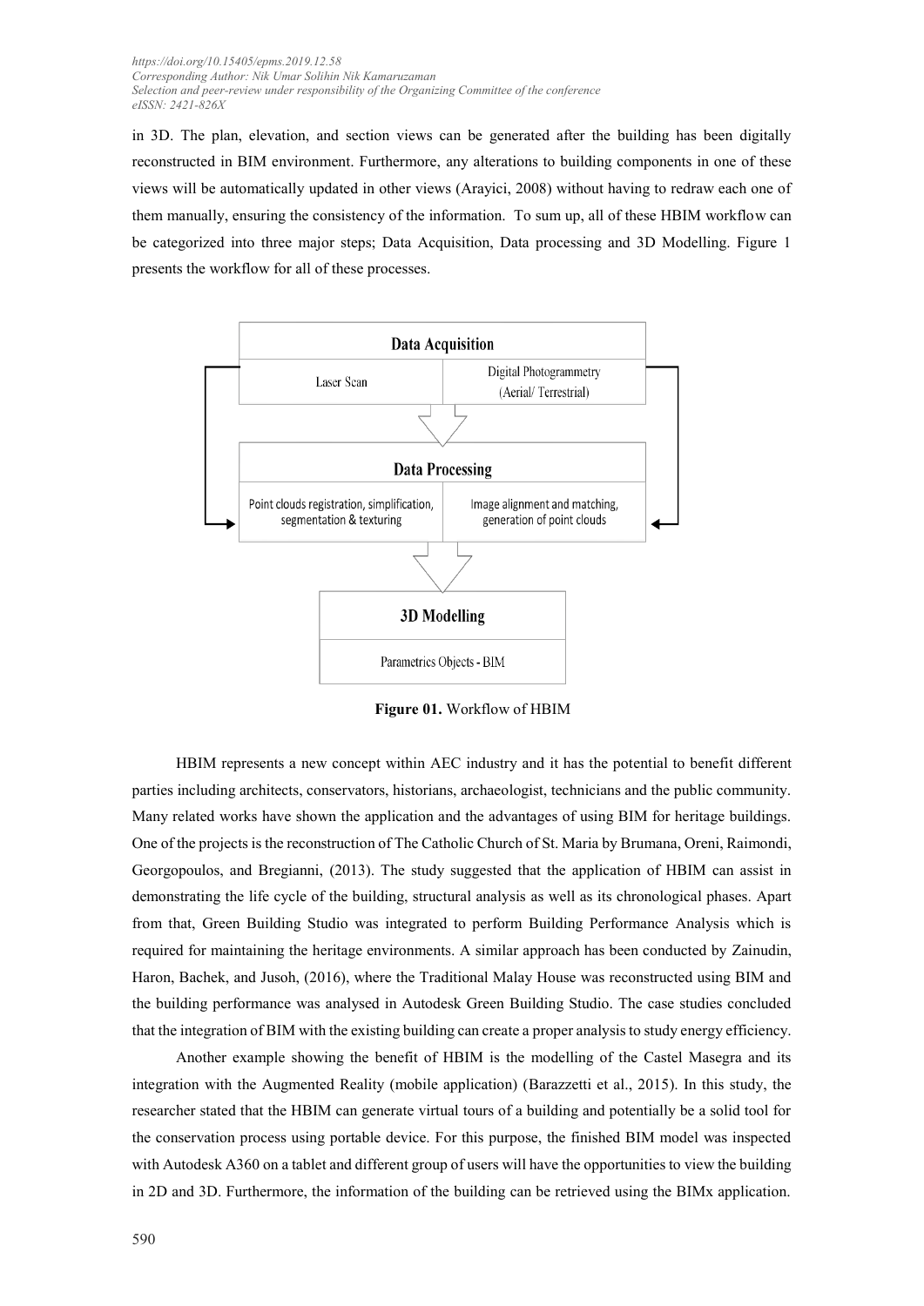in 3D. The plan, elevation, and section views can be generated after the building has been digitally reconstructed in BIM environment. Furthermore, any alterations to building components in one of these views will be automatically updated in other views (Arayici, 2008) without having to redraw each one of them manually, ensuring the consistency of the information. To sum up, all of these HBIM workflow can be categorized into three major steps; Data Acquisition, Data processing and 3D Modelling. Figure 1 presents the workflow for all of these processes.

**Data Acquisition**

Laser Scan | Digital Photogrammetry (Aerial/ Terrestrial)

**Data Processing**

Point clouds registration, simplification, segmentation & texturing | Image alignment and matching, generation of point clouds

**3D Modelling**

Parametrics Objects - BIM

**Figure 01.** Workflow of HBIM

HBIM represents a new concept within AEC industry and it has the potential to benefit different parties including architects, conservators, historians, archaeologist, technicians and the public community. Many related works have shown the application and the advantages of using BIM for heritage buildings. One of the projects is the reconstruction of The Catholic Church of St. Maria by Brumana, Oreni, Raimondi, Georgopoulos, and Bregianni, (2013). The study suggested that the application of HBIM can assist in demonstrating the life cycle of the building, structural analysis as well as its chronological phases. Apart from that, Green Building Studio was integrated to perform Building Performance Analysis which is required for maintaining the heritage environments. A similar approach has been conducted by Zainudin, Haron, Bachek, and Jusoh, (2016), where the Traditional Malay House was reconstructed using BIM and the building performance was analysed in Autodesk Green Building Studio. The case studies concluded that the integration of BIM with the existing building can create a proper analysis to study energy efficiency.

Another example showing the benefit of HBIM is the modelling of the Castel Masegra and its integration with the Augmented Reality (mobile application) (Barazzetti et al., 2015). In this study, the researcher stated that the HBIM can generate virtual tours of a building and potentially be a solid tool for the conservation process using portable device. For this purpose, the finished BIM model was inspected with Autodesk A360 on a tablet and different group of users will have the opportunities to view the building in 2D and 3D. Furthermore, the information of the building can be retrieved using the BIMx application.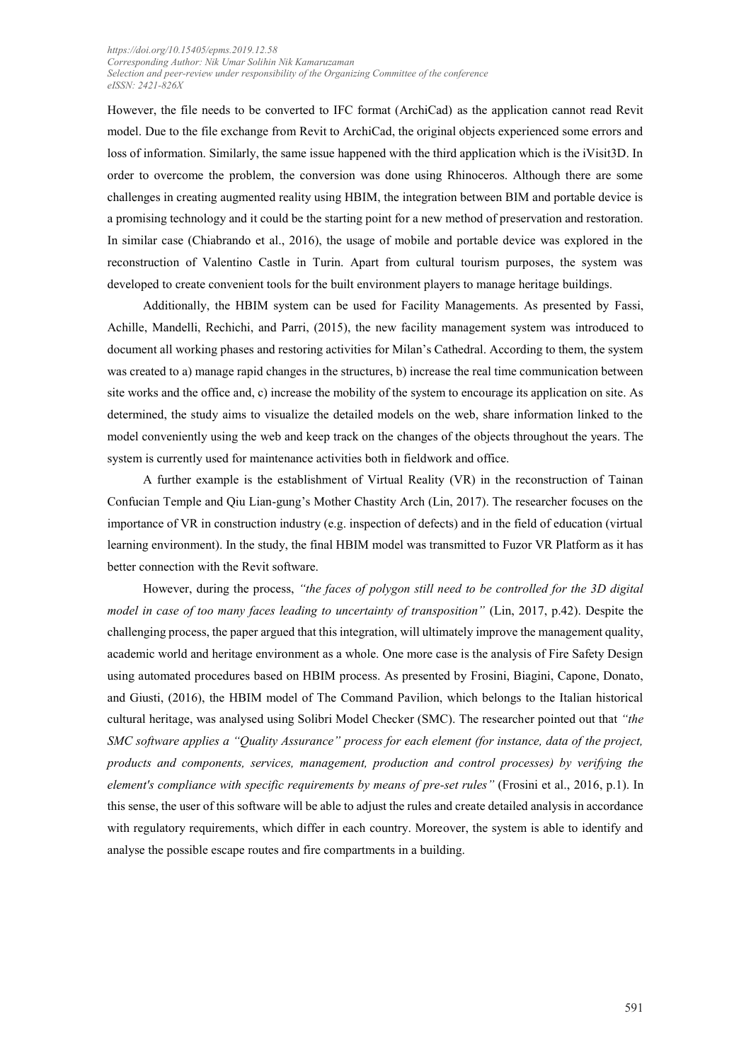However, the file needs to be converted to IFC format (ArchiCad) as the application cannot read Revit model. Due to the file exchange from Revit to ArchiCad, the original objects experienced some errors and loss of information. Similarly, the same issue happened with the third application which is the iVisit3D. In order to overcome the problem, the conversion was done using Rhinoceros. Although there are some challenges in creating augmented reality using HBIM, the integration between BIM and portable device is a promising technology and it could be the starting point for a new method of preservation and restoration. In similar case (Chiabrando et al., 2016), the usage of mobile and portable device was explored in the reconstruction of Valentino Castle in Turin. Apart from cultural tourism purposes, the system was developed to create convenient tools for the built environment players to manage heritage buildings.

Additionally, the HBIM system can be used for Facility Managements. As presented by Fassi, Achille, Mandelli, Rechichi, and Parri, (2015), the new facility management system was introduced to document all working phases and restoring activities for Milan's Cathedral. According to them, the system was created to a) manage rapid changes in the structures, b) increase the real time communication between site works and the office and, c) increase the mobility of the system to encourage its application on site. As determined, the study aims to visualize the detailed models on the web, share information linked to the model conveniently using the web and keep track on the changes of the objects throughout the years. The system is currently used for maintenance activities both in fieldwork and office.

A further example is the establishment of Virtual Reality (VR) in the reconstruction of Tainan Confucian Temple and Qiu Lian-gung's Mother Chastity Arch (Lin, 2017). The researcher focuses on the importance of VR in construction industry (e.g. inspection of defects) and in the field of education (virtual learning environment). In the study, the final HBIM model was transmitted to Fuzor VR Platform as it has better connection with the Revit software.

However, during the process, *"the faces of polygon still need to be controlled for the 3D digital model in case of too many faces leading to uncertainty of transposition"* (Lin, 2017, p.42). Despite the challenging process, the paper argued that this integration, will ultimately improve the management quality, academic world and heritage environment as a whole. One more case is the analysis of Fire Safety Design using automated procedures based on HBIM process. As presented by Frosini, Biagini, Capone, Donato, and Giusti, (2016), the HBIM model of The Command Pavilion, which belongs to the Italian historical cultural heritage, was analysed using Solibri Model Checker (SMC). The researcher pointed out that *"the SMC software applies a "Quality Assurance" process for each element (for instance, data of the project, products and components, services, management, production and control processes) by verifying the element's compliance with specific requirements by means of pre-set rules"* (Frosini et al., 2016, p.1). In this sense, the user of this software will be able to adjust the rules and create detailed analysis in accordance with regulatory requirements, which differ in each country. Moreover, the system is able to identify and analyse the possible escape routes and fire compartments in a building.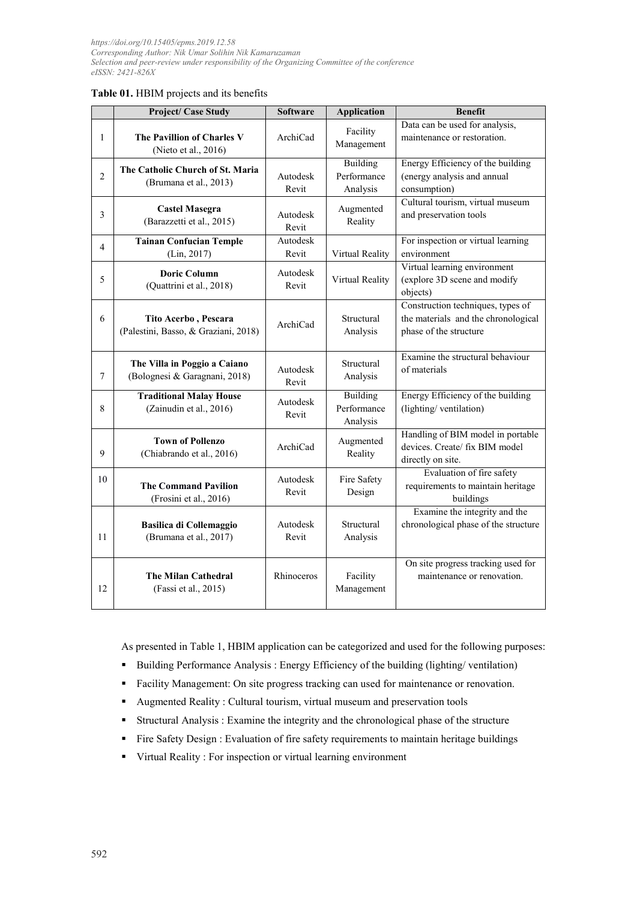**Table 01.** HBIM projects and its benefits

| | Project/ Case Study | Software | Application | Benefit |
|---|---|---|---|---|
| 1 | **The Pavillion of Charles V** (Nieto et al., 2016) | ArchiCad | Facility Management | Data can be used for analysis, maintenance or restoration. |
| 2 | **The Catholic Church of St. Maria** (Brumana et al., 2013) | Autodesk Revit | Building Performance Analysis | Energy Efficiency of the building (energy analysis and annual consumption) |
| 3 | **Castel Masegra** (Barazzetti et al., 2015) | Autodesk Revit | Augmented Reality | Cultural tourism, virtual museum and preservation tools |
| 4 | **Tainan Confucian Temple** (Lin, 2017) | Autodesk Revit | Virtual Reality | For inspection or virtual learning environment |
| 5 | **Doric Column** (Quattrini et al., 2018) | Autodesk Revit | Virtual Reality | Virtual learning environment (explore 3D scene and modify objects) |
| 6 | **Tito Acerbo , Pescara** (Palestini, Basso, & Graziani, 2018) | ArchiCad | Structural Analysis | Construction techniques, types of the materials and the chronological phase of the structure |
| 7 | **The Villa in Poggio a Caiano** (Bolognesi & Garagnani, 2018) | Autodesk Revit | Structural Analysis | Examine the structural behaviour of materials |
| 8 | **Traditional Malay House** (Zainudin et al., 2016) | Autodesk Revit | Building Performance Analysis | Energy Efficiency of the building (lighting/ ventilation) |
| 9 | **Town of Pollenzo** (Chiabrando et al., 2016) | ArchiCad | Augmented Reality | Handling of BIM model in portable devices. Create/ fix BIM model directly on site. |
| 10 | **The Command Pavilion** (Frosini et al., 2016) | Autodesk Revit | Fire Safety Design | Evaluation of fire safety requirements to maintain heritage buildings |
| 11 | **Basilica di Collemaggio** (Brumana et al., 2017) | Autodesk Revit | Structural Analysis | Examine the integrity and the chronological phase of the structure |
| 12 | **The Milan Cathedral** (Fassi et al., 2015) | Rhinoceros | Facility Management | On site progress tracking used for maintenance or renovation. |

As presented in Table 1, HBIM application can be categorized and used for the following purposes:

- Building Performance Analysis : Energy Efficiency of the building (lighting/ ventilation)
- Facility Management: On site progress tracking can used for maintenance or renovation.
- Augmented Reality : Cultural tourism, virtual museum and preservation tools
- Structural Analysis : Examine the integrity and the chronological phase of the structure
- Fire Safety Design : Evaluation of fire safety requirements to maintain heritage buildings
- Virtual Reality : For inspection or virtual learning environment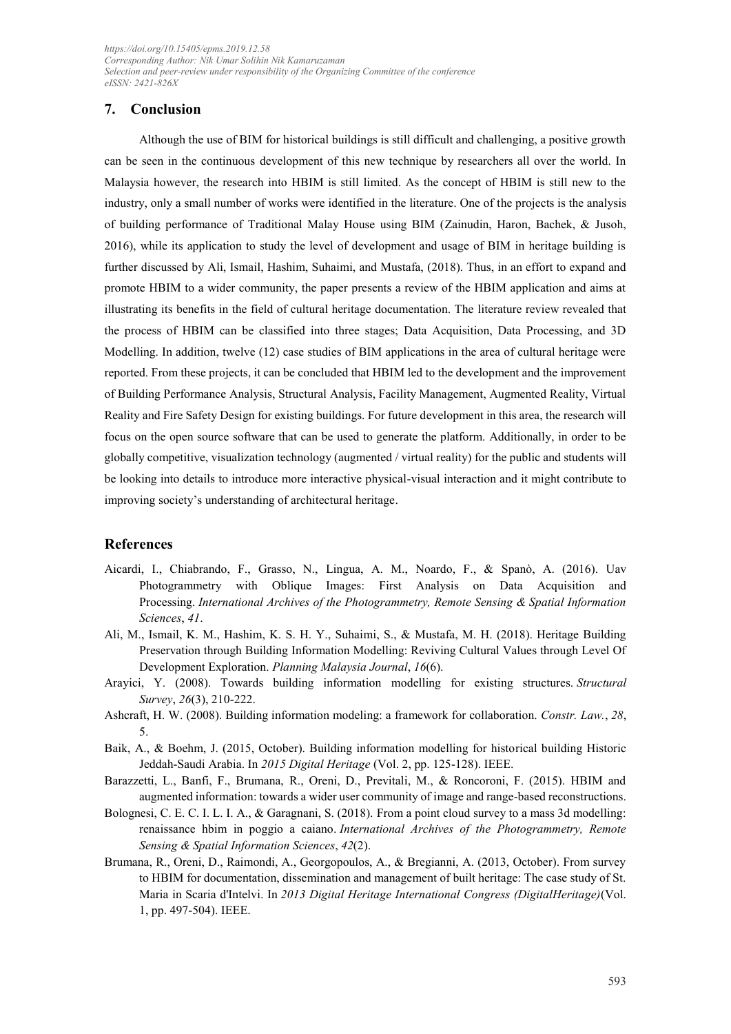## 7. Conclusion

Although the use of BIM for historical buildings is still difficult and challenging, a positive growth can be seen in the continuous development of this new technique by researchers all over the world. In Malaysia however, the research into HBIM is still limited. As the concept of HBIM is still new to the industry, only a small number of works were identified in the literature. One of the projects is the analysis of building performance of Traditional Malay House using BIM (Zainudin, Haron, Bachek, & Jusoh, 2016), while its application to study the level of development and usage of BIM in heritage building is further discussed by Ali, Ismail, Hashim, Suhaimi, and Mustafa, (2018). Thus, in an effort to expand and promote HBIM to a wider community, the paper presents a review of the HBIM application and aims at illustrating its benefits in the field of cultural heritage documentation. The literature review revealed that the process of HBIM can be classified into three stages; Data Acquisition, Data Processing, and 3D Modelling. In addition, twelve (12) case studies of BIM applications in the area of cultural heritage were reported. From these projects, it can be concluded that HBIM led to the development and the improvement of Building Performance Analysis, Structural Analysis, Facility Management, Augmented Reality, Virtual Reality and Fire Safety Design for existing buildings. For future development in this area, the research will focus on the open source software that can be used to generate the platform. Additionally, in order to be globally competitive, visualization technology (augmented / virtual reality) for the public and students will be looking into details to introduce more interactive physical-visual interaction and it might contribute to improving society's understanding of architectural heritage.

## References

Aicardi, I., Chiabrando, F., Grasso, N., Lingua, A. M., Noardo, F., & Spanò, A. (2016). Uav Photogrammetry with Oblique Images: First Analysis on Data Acquisition and Processing. *International Archives of the Photogrammetry, Remote Sensing & Spatial Information Sciences*, *41*.

Ali, M., Ismail, K. M., Hashim, K. S. H. Y., Suhaimi, S., & Mustafa, M. H. (2018). Heritage Building Preservation through Building Information Modelling: Reviving Cultural Values through Level Of Development Exploration. *Planning Malaysia Journal*, *16*(6).

Arayici, Y. (2008). Towards building information modelling for existing structures. *Structural Survey*, *26*(3), 210-222.

Ashcraft, H. W. (2008). Building information modeling: a framework for collaboration. *Constr. Law.*, *28*, 5.

Baik, A., & Boehm, J. (2015, October). Building information modelling for historical building Historic Jeddah-Saudi Arabia. In *2015 Digital Heritage* (Vol. 2, pp. 125-128). IEEE.

Barazzetti, L., Banfi, F., Brumana, R., Oreni, D., Previtali, M., & Roncoroni, F. (2015). HBIM and augmented information: towards a wider user community of image and range-based reconstructions.

Bolognesi, C. E. C. I. L. I. A., & Garagnani, S. (2018). From a point cloud survey to a mass 3d modelling: renaissance hbim in poggio a caiano. *International Archives of the Photogrammetry, Remote Sensing & Spatial Information Sciences*, *42*(2).

Brumana, R., Oreni, D., Raimondi, A., Georgopoulos, A., & Bregianni, A. (2013, October). From survey to HBIM for documentation, dissemination and management of built heritage: The case study of St. Maria in Scaria d'Intelvi. In *2013 Digital Heritage International Congress (DigitalHeritage)* (Vol. 1, pp. 497-504). IEEE.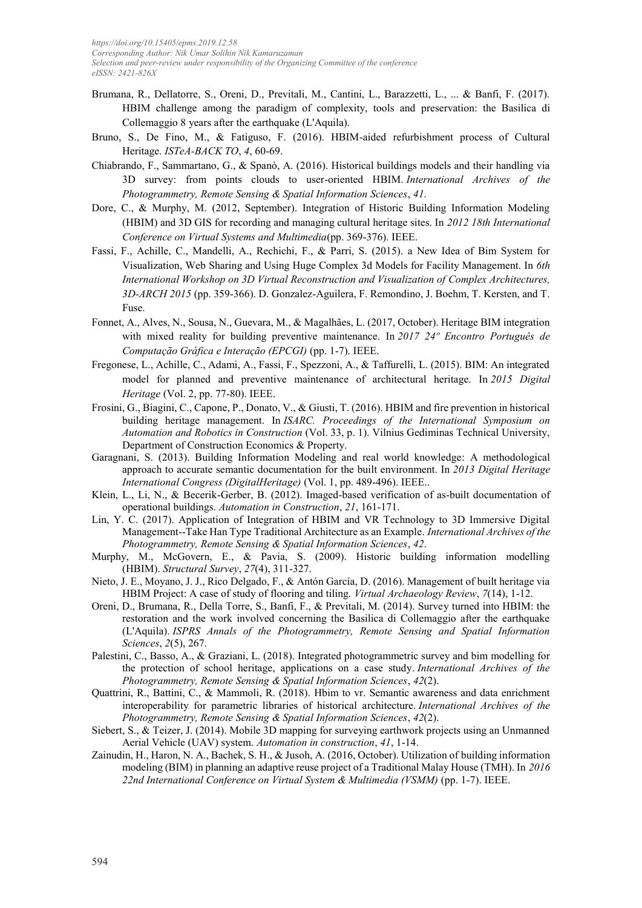Brumana, R., Dellatorre, S., Oreni, D., Previtali, M., Cantini, L., Barazzetti, L., ... & Banfi, F. (2017). HBIM challenge among the paradigm of complexity, tools and preservation: the Basilica di Collemaggio 8 years after the earthquake (L'Aquila).

Bruno, S., De Fino, M., & Fatiguso, F. (2016). HBIM-aided refurbishment process of Cultural Heritage. *ISTeA-BACK TO*, *4*, 60-69.

Chiabrando, F., Sammartano, G., & Spanò, A. (2016). Historical buildings models and their handling via 3D survey: from points clouds to user-oriented HBIM. *International Archives of the Photogrammetry, Remote Sensing & Spatial Information Sciences*, *41*.

Dore, C., & Murphy, M. (2012, September). Integration of Historic Building Information Modeling (HBIM) and 3D GIS for recording and managing cultural heritage sites. In *2012 18th International Conference on Virtual Systems and Multimedia*(pp. 369-376). IEEE.

Fassi, F., Achille, C., Mandelli, A., Rechichi, F., & Parri, S. (2015). a New Idea of Bim System for Visualization, Web Sharing and Using Huge Complex 3d Models for Facility Management. In *6th International Workshop on 3D Virtual Reconstruction and Visualization of Complex Architectures, 3D-ARCH 2015* (pp. 359-366). D. Gonzalez-Aguilera, F. Remondino, J. Boehm, T. Kersten, and T. Fuse.

Fonnet, A., Alves, N., Sousa, N., Guevara, M., & Magalhães, L. (2017, October). Heritage BIM integration with mixed reality for building preventive maintenance. In *2017 24º Encontro Português de Computação Gráfica e Interação (EPCGI)* (pp. 1-7). IEEE.

Fregonese, L., Achille, C., Adami, A., Fassi, F., Spezzoni, A., & Taffurelli, L. (2015). BIM: An integrated model for planned and preventive maintenance of architectural heritage. In *2015 Digital Heritage* (Vol. 2, pp. 77-80). IEEE.

Frosini, G., Biagini, C., Capone, P., Donato, V., & Giusti, T. (2016). HBIM and fire prevention in historical building heritage management. In *ISARC. Proceedings of the International Symposium on Automation and Robotics in Construction* (Vol. 33, p. 1). Vilnius Gediminas Technical University, Department of Construction Economics & Property.

Garagnani, S. (2013). Building Information Modeling and real world knowledge: A methodological approach to accurate semantic documentation for the built environment. In *2013 Digital Heritage International Congress (DigitalHeritage)* (Vol. 1, pp. 489-496). IEEE..

Klein, L., Li, N., & Becerik-Gerber, B. (2012). Imaged-based verification of as-built documentation of operational buildings. *Automation in Construction*, *21*, 161-171.

Lin, Y. C. (2017). Application of Integration of HBIM and VR Technology to 3D Immersive Digital Management--Take Han Type Traditional Architecture as an Example. *International Archives of the Photogrammetry, Remote Sensing & Spatial Information Sciences*, *42*.

Murphy, M., McGovern, E., & Pavia, S. (2009). Historic building information modelling (HBIM). *Structural Survey*, *27*(4), 311-327.

Nieto, J. E., Moyano, J. J., Rico Delgado, F., & Antón García, D. (2016). Management of built heritage via HBIM Project: A case of study of flooring and tiling. *Virtual Archaeology Review*, *7*(14), 1-12.

Oreni, D., Brumana, R., Della Torre, S., Banfi, F., & Previtali, M. (2014). Survey turned into HBIM: the restoration and the work involved concerning the Basilica di Collemaggio after the earthquake (L'Aquila). *ISPRS Annals of the Photogrammetry, Remote Sensing and Spatial Information Sciences*, *2*(5), 267.

Palestini, C., Basso, A., & Graziani, L. (2018). Integrated photogrammetric survey and bim modelling for the protection of school heritage, applications on a case study. *International Archives of the Photogrammetry, Remote Sensing & Spatial Information Sciences*, *42*(2).

Quattrini, R., Battini, C., & Mammoli, R. (2018). Hbim to vr. Semantic awareness and data enrichment interoperability for parametric libraries of historical architecture. *International Archives of the Photogrammetry, Remote Sensing & Spatial Information Sciences*, *42*(2).

Siebert, S., & Teizer, J. (2014). Mobile 3D mapping for surveying earthwork projects using an Unmanned Aerial Vehicle (UAV) system. *Automation in construction*, *41*, 1-14.

Zainudin, H., Haron, N. A., Bachek, S. H., & Jusoh, A. (2016, October). Utilization of building information modeling (BIM) in planning an adaptive reuse project of a Traditional Malay House (TMH). In *2016 22nd International Conference on Virtual System & Multimedia (VSMM)* (pp. 1-7). IEEE.